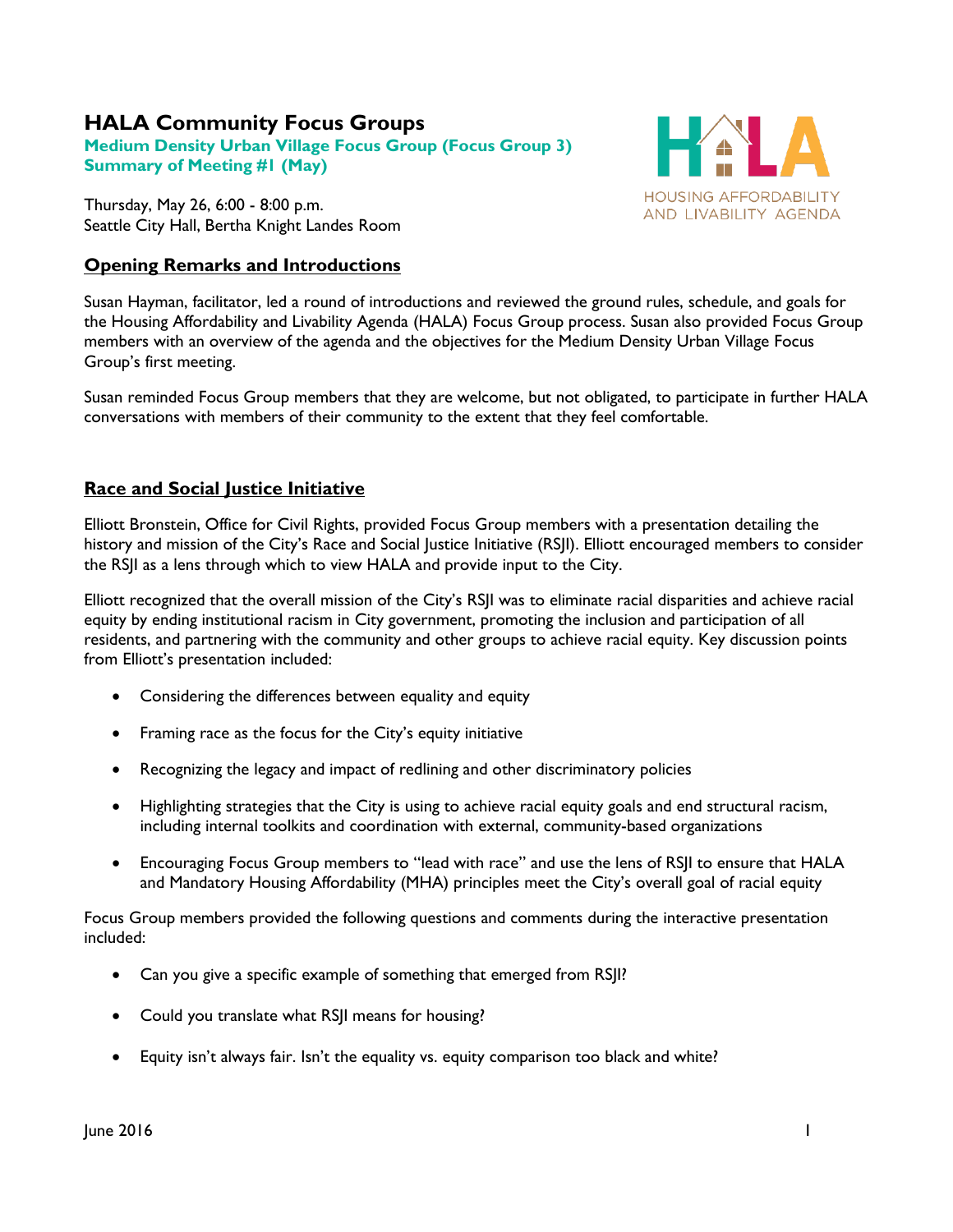# HALA Community Focus Groups

**Medium Density Urban Village Focus Group (Focus Group 3)**
**Summary of Meeting #1 (May)**

HOUSING AFFORDABILITY AND LIVABILITY AGENDA

Thursday, May 26, 6:00 - 8:00 p.m.
Seattle City Hall, Bertha Knight Landes Room

## Opening Remarks and Introductions

Susan Hayman, facilitator, led a round of introductions and reviewed the ground rules, schedule, and goals for the Housing Affordability and Livability Agenda (HALA) Focus Group process. Susan also provided Focus Group members with an overview of the agenda and the objectives for the Medium Density Urban Village Focus Group's first meeting.

Susan reminded Focus Group members that they are welcome, but not obligated, to participate in further HALA conversations with members of their community to the extent that they feel comfortable.

## Race and Social Justice Initiative

Elliott Bronstein, Office for Civil Rights, provided Focus Group members with a presentation detailing the history and mission of the City's Race and Social Justice Initiative (RSJI). Elliott encouraged members to consider the RSJI as a lens through which to view HALA and provide input to the City.

Elliott recognized that the overall mission of the City's RSJI was to eliminate racial disparities and achieve racial equity by ending institutional racism in City government, promoting the inclusion and participation of all residents, and partnering with the community and other groups to achieve racial equity. Key discussion points from Elliott's presentation included:

- Considering the differences between equality and equity
- Framing race as the focus for the City's equity initiative
- Recognizing the legacy and impact of redlining and other discriminatory policies
- Highlighting strategies that the City is using to achieve racial equity goals and end structural racism, including internal toolkits and coordination with external, community-based organizations
- Encouraging Focus Group members to "lead with race" and use the lens of RSJI to ensure that HALA and Mandatory Housing Affordability (MHA) principles meet the City's overall goal of racial equity

Focus Group members provided the following questions and comments during the interactive presentation included:

- Can you give a specific example of something that emerged from RSJI?
- Could you translate what RSJI means for housing?
- Equity isn't always fair. Isn't the equality vs. equity comparison too black and white?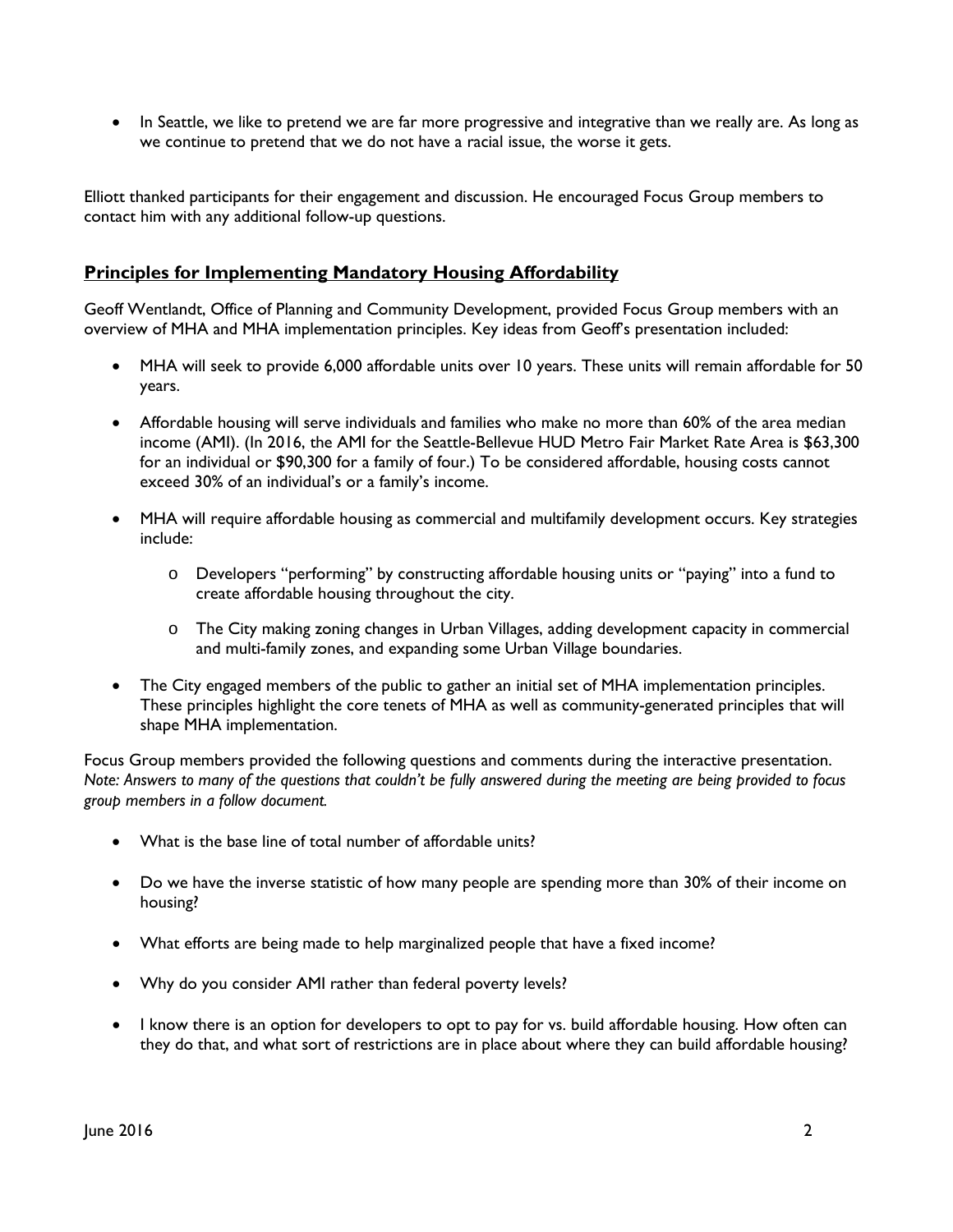- In Seattle, we like to pretend we are far more progressive and integrative than we really are. As long as we continue to pretend that we do not have a racial issue, the worse it gets.

Elliott thanked participants for their engagement and discussion. He encouraged Focus Group members to contact him with any additional follow-up questions.

## Principles for Implementing Mandatory Housing Affordability

Geoff Wentlandt, Office of Planning and Community Development, provided Focus Group members with an overview of MHA and MHA implementation principles. Key ideas from Geoff's presentation included:

- MHA will seek to provide 6,000 affordable units over 10 years. These units will remain affordable for 50 years.
- Affordable housing will serve individuals and families who make no more than 60% of the area median income (AMI). (In 2016, the AMI for the Seattle-Bellevue HUD Metro Fair Market Rate Area is $63,300 for an individual or $90,300 for a family of four.) To be considered affordable, housing costs cannot exceed 30% of an individual's or a family's income.
- MHA will require affordable housing as commercial and multifamily development occurs. Key strategies include:
  - Developers "performing" by constructing affordable housing units or "paying" into a fund to create affordable housing throughout the city.
  - The City making zoning changes in Urban Villages, adding development capacity in commercial and multi-family zones, and expanding some Urban Village boundaries.
- The City engaged members of the public to gather an initial set of MHA implementation principles. These principles highlight the core tenets of MHA as well as community-generated principles that will shape MHA implementation.

Focus Group members provided the following questions and comments during the interactive presentation. *Note: Answers to many of the questions that couldn't be fully answered during the meeting are being provided to focus group members in a follow document.*

- What is the base line of total number of affordable units?
- Do we have the inverse statistic of how many people are spending more than 30% of their income on housing?
- What efforts are being made to help marginalized people that have a fixed income?
- Why do you consider AMI rather than federal poverty levels?
- I know there is an option for developers to opt to pay for vs. build affordable housing. How often can they do that, and what sort of restrictions are in place about where they can build affordable housing?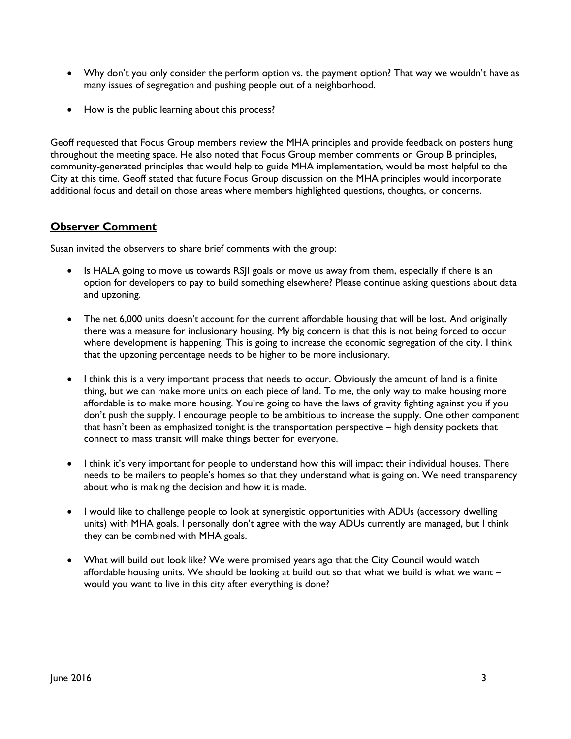- Why don't you only consider the perform option vs. the payment option? That way we wouldn't have as many issues of segregation and pushing people out of a neighborhood.
- How is the public learning about this process?

Geoff requested that Focus Group members review the MHA principles and provide feedback on posters hung throughout the meeting space. He also noted that Focus Group member comments on Group B principles, community-generated principles that would help to guide MHA implementation, would be most helpful to the City at this time. Geoff stated that future Focus Group discussion on the MHA principles would incorporate additional focus and detail on those areas where members highlighted questions, thoughts, or concerns.

## Observer Comment

Susan invited the observers to share brief comments with the group:

- Is HALA going to move us towards RSJI goals or move us away from them, especially if there is an option for developers to pay to build something elsewhere? Please continue asking questions about data and upzoning.
- The net 6,000 units doesn't account for the current affordable housing that will be lost. And originally there was a measure for inclusionary housing. My big concern is that this is not being forced to occur where development is happening. This is going to increase the economic segregation of the city. I think that the upzoning percentage needs to be higher to be more inclusionary.
- I think this is a very important process that needs to occur. Obviously the amount of land is a finite thing, but we can make more units on each piece of land. To me, the only way to make housing more affordable is to make more housing. You're going to have the laws of gravity fighting against you if you don't push the supply. I encourage people to be ambitious to increase the supply. One other component that hasn't been as emphasized tonight is the transportation perspective – high density pockets that connect to mass transit will make things better for everyone.
- I think it's very important for people to understand how this will impact their individual houses. There needs to be mailers to people's homes so that they understand what is going on. We need transparency about who is making the decision and how it is made.
- I would like to challenge people to look at synergistic opportunities with ADUs (accessory dwelling units) with MHA goals. I personally don't agree with the way ADUs currently are managed, but I think they can be combined with MHA goals.
- What will build out look like? We were promised years ago that the City Council would watch affordable housing units. We should be looking at build out so that what we build is what we want – would you want to live in this city after everything is done?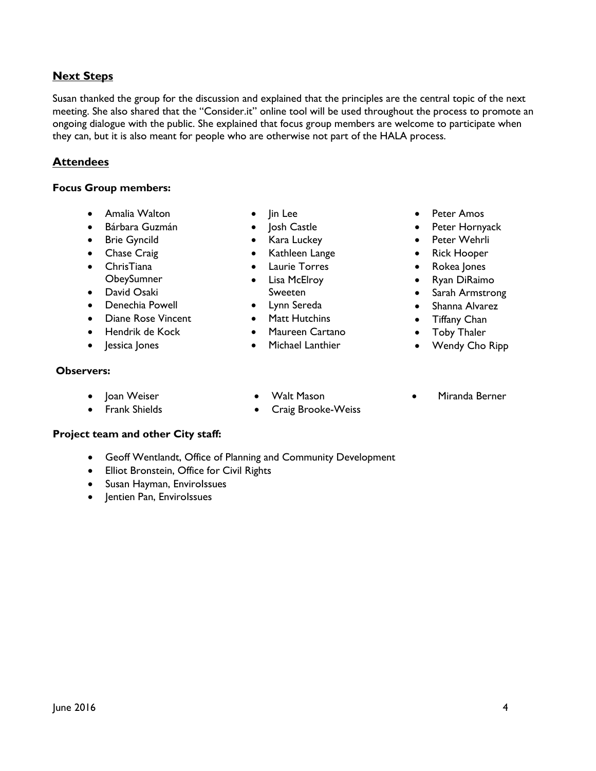## Next Steps

Susan thanked the group for the discussion and explained that the principles are the central topic of the next meeting. She also shared that the "Consider.it" online tool will be used throughout the process to promote an ongoing dialogue with the public. She explained that focus group members are welcome to participate when they can, but it is also meant for people who are otherwise not part of the HALA process.

## Attendees

**Focus Group members:**

- Amalia Walton
- Bárbara Guzmán
- Brie Gyncild
- Chase Craig
- ChrisTiana ObeySumner
- David Osaki
- Denechia Powell
- Diane Rose Vincent
- Hendrik de Kock
- Jessica Jones
- Jin Lee
- Josh Castle
- Kara Luckey
- Kathleen Lange
- Laurie Torres
- Lisa McElroy Sweeten
- Lynn Sereda
- Matt Hutchins
- Maureen Cartano
- Michael Lanthier
- Peter Amos
- Peter Hornyack
- Peter Wehrli
- Rick Hooper
- Rokea Jones
- Ryan DiRaimo
- Sarah Armstrong
- Shanna Alvarez
- Tiffany Chan
- Toby Thaler
- Wendy Cho Ripp

**Observers:**

- Joan Weiser
- Frank Shields
- Walt Mason
- Craig Brooke-Weiss
- Miranda Berner

**Project team and other City staff:**

- Geoff Wentlandt, Office of Planning and Community Development
- Elliot Bronstein, Office for Civil Rights
- Susan Hayman, EnviroIssues
- Jentien Pan, EnviroIssues

June 2016